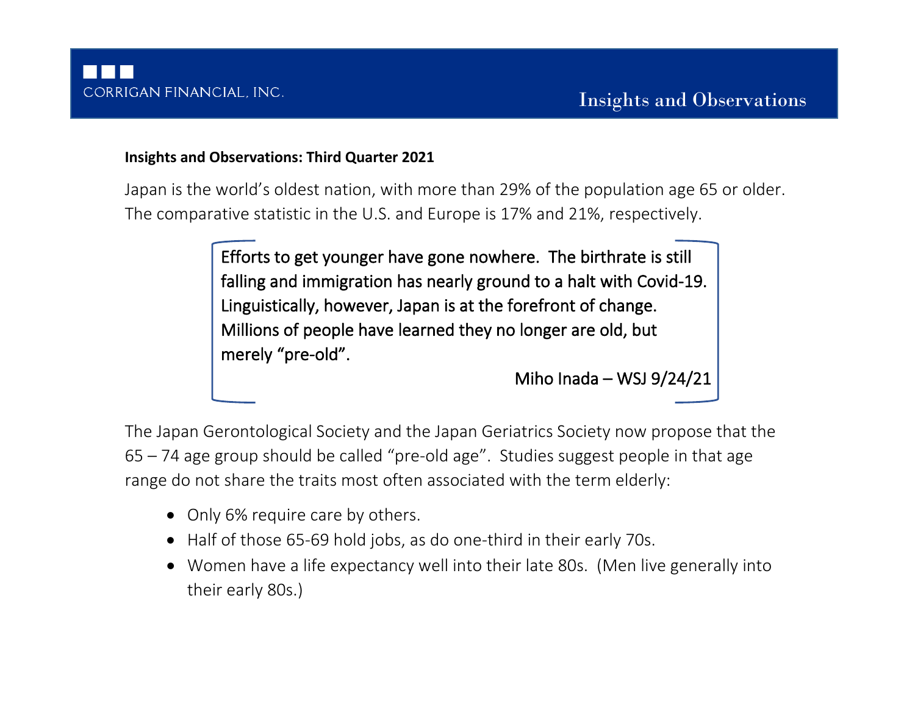**Insights and Observations: Third Quarter 2021**

Japan is the world's oldest nation, with more than 29% of the population age 65 or older. The comparative statistic in the U.S. and Europe is 17% and 21%, respectively.

> Efforts to get younger have gone nowhere. The birthrate is still falling and immigration has nearly ground to a halt with Covid-19. Linguistically, however, Japan is at the forefront of change. Millions of people have learned they no longer are old, but merely "pre-old".
>
> Miho Inada – WSJ 9/24/21

The Japan Gerontological Society and the Japan Geriatrics Society now propose that the 65 – 74 age group should be called "pre-old age". Studies suggest people in that age range do not share the traits most often associated with the term elderly:

- Only 6% require care by others.
- Half of those 65-69 hold jobs, as do one-third in their early 70s.
- Women have a life expectancy well into their late 80s. (Men live generally into their early 80s.)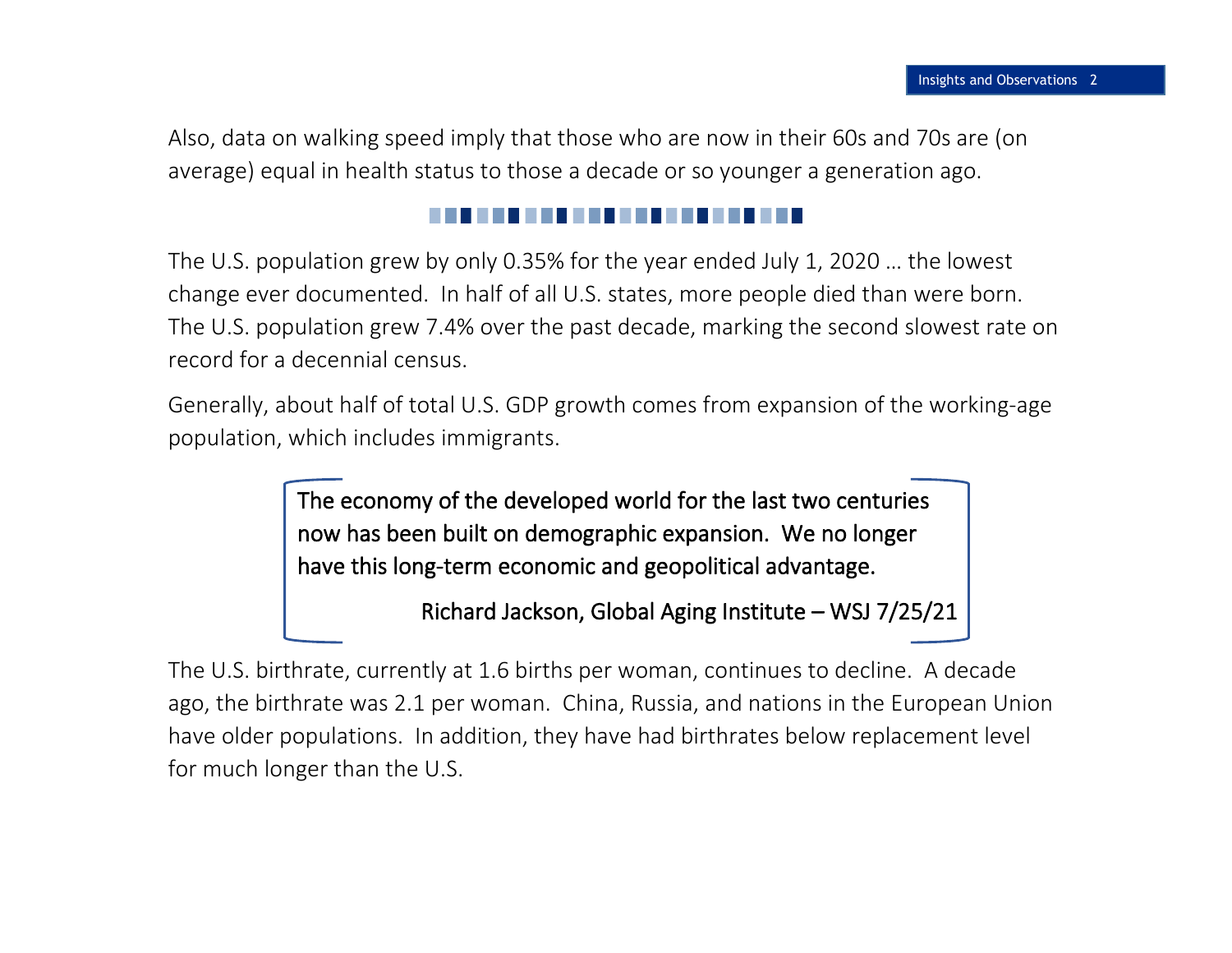Also, data on walking speed imply that those who are now in their 60s and 70s are (on average) equal in health status to those a decade or so younger a generation ago.

---

The U.S. population grew by only 0.35% for the year ended July 1, 2020 … the lowest change ever documented. In half of all U.S. states, more people died than were born. The U.S. population grew 7.4% over the past decade, marking the second slowest rate on record for a decennial census.

Generally, about half of total U.S. GDP growth comes from expansion of the working-age population, which includes immigrants.

> The economy of the developed world for the last two centuries now has been built on demographic expansion. We no longer have this long-term economic and geopolitical advantage.
>
> Richard Jackson, Global Aging Institute – WSJ 7/25/21

The U.S. birthrate, currently at 1.6 births per woman, continues to decline. A decade ago, the birthrate was 2.1 per woman. China, Russia, and nations in the European Union have older populations. In addition, they have had birthrates below replacement level for much longer than the U.S.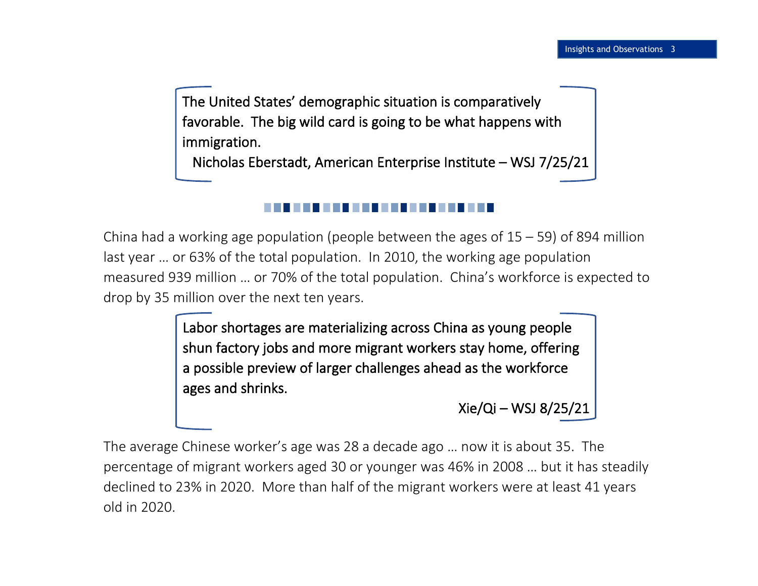> The United States' demographic situation is comparatively favorable.  The big wild card is going to be what happens with immigration.
>
> Nicholas Eberstadt, American Enterprise Institute – WSJ 7/25/21

China had a working age population (people between the ages of 15 – 59) of 894 million last year … or 63% of the total population.  In 2010, the working age population measured 939 million … or 70% of the total population.  China's workforce is expected to drop by 35 million over the next ten years.

> Labor shortages are materializing across China as young people shun factory jobs and more migrant workers stay home, offering a possible preview of larger challenges ahead as the workforce ages and shrinks.
>
> Xie/Qi – WSJ 8/25/21

The average Chinese worker's age was 28 a decade ago … now it is about 35.  The percentage of migrant workers aged 30 or younger was 46% in 2008 … but it has steadily declined to 23% in 2020.  More than half of the migrant workers were at least 41 years old in 2020.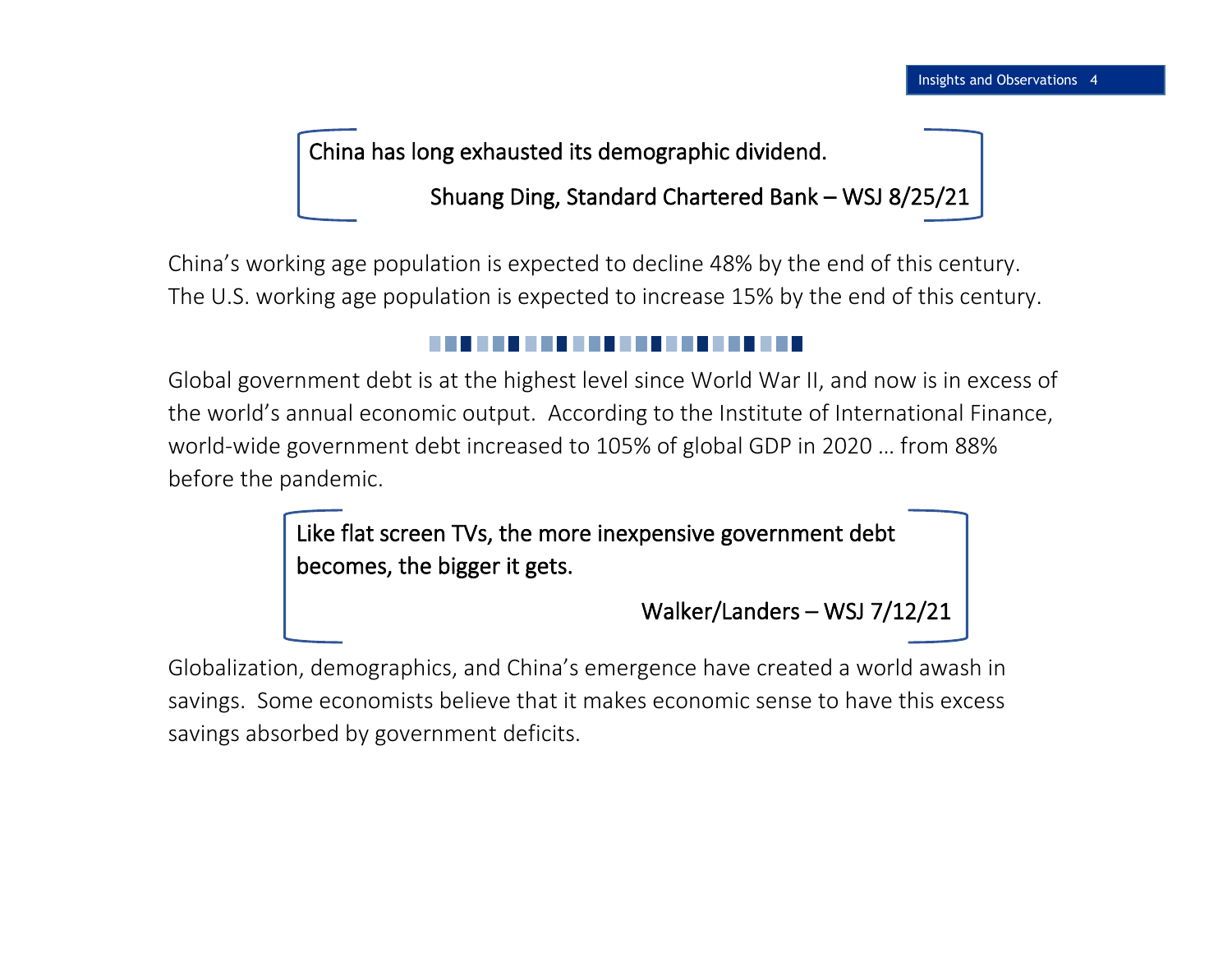> China has long exhausted its demographic dividend.
>
> Shuang Ding, Standard Chartered Bank – WSJ 8/25/21

China's working age population is expected to decline 48% by the end of this century. The U.S. working age population is expected to increase 15% by the end of this century.

---

Global government debt is at the highest level since World War II, and now is in excess of the world's annual economic output. According to the Institute of International Finance, world-wide government debt increased to 105% of global GDP in 2020 … from 88% before the pandemic.

> Like flat screen TVs, the more inexpensive government debt becomes, the bigger it gets.
>
> Walker/Landers – WSJ 7/12/21

Globalization, demographics, and China's emergence have created a world awash in savings. Some economists believe that it makes economic sense to have this excess savings absorbed by government deficits.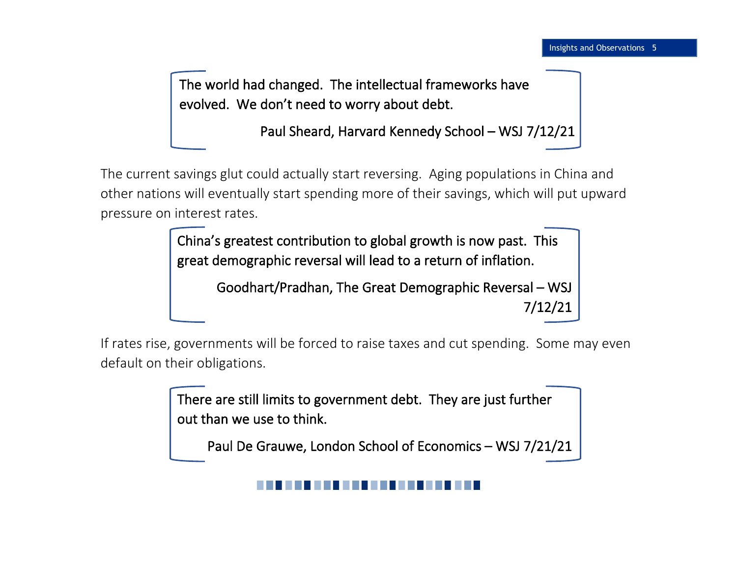> The world had changed. The intellectual frameworks have evolved. We don't need to worry about debt.
>
> Paul Sheard, Harvard Kennedy School – WSJ 7/12/21

The current savings glut could actually start reversing. Aging populations in China and other nations will eventually start spending more of their savings, which will put upward pressure on interest rates.

> China's greatest contribution to global growth is now past. This great demographic reversal will lead to a return of inflation.
>
> Goodhart/Pradhan, The Great Demographic Reversal – WSJ 7/12/21

If rates rise, governments will be forced to raise taxes and cut spending. Some may even default on their obligations.

> There are still limits to government debt. They are just further out than we use to think.
>
> Paul De Grauwe, London School of Economics – WSJ 7/21/21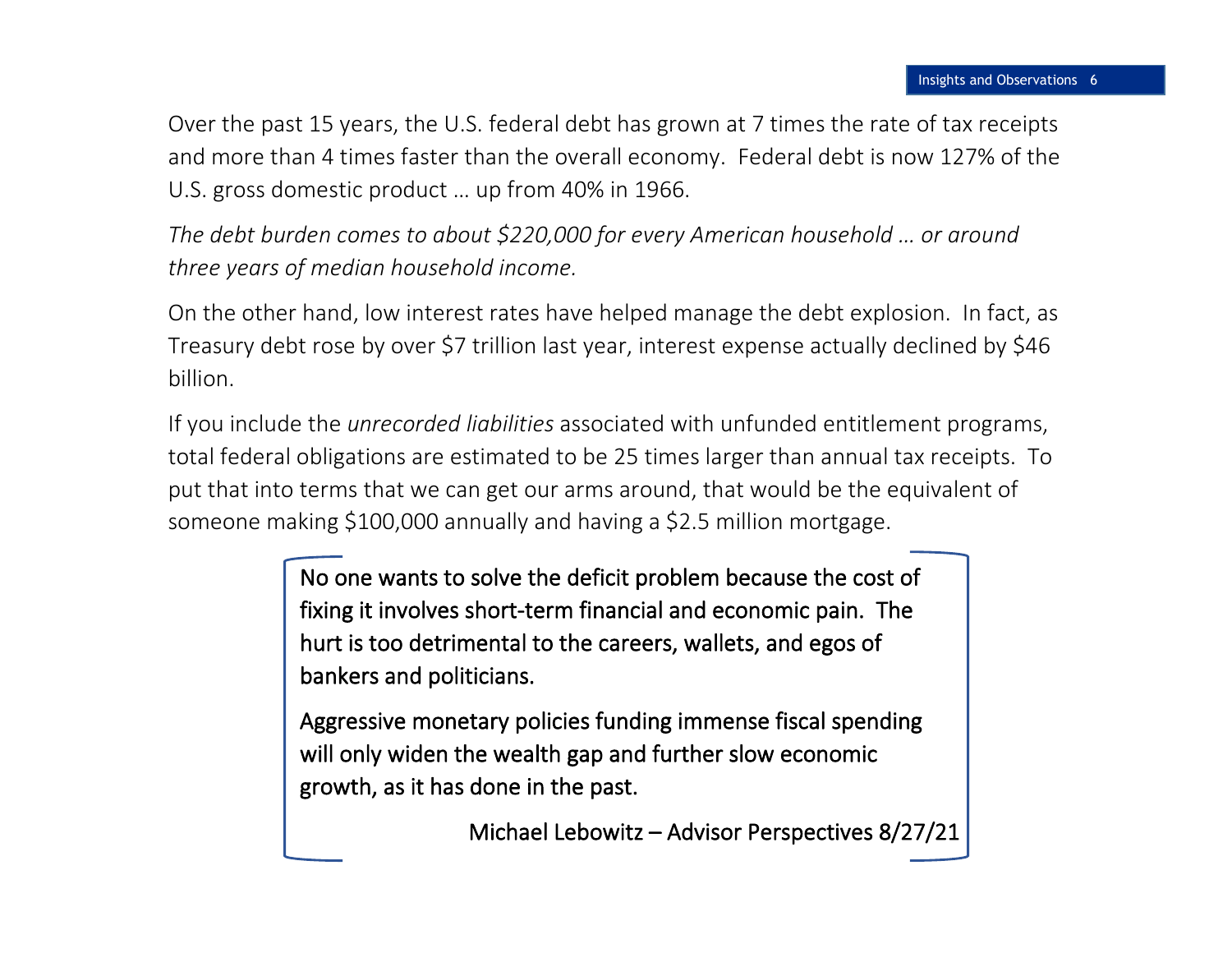Over the past 15 years, the U.S. federal debt has grown at 7 times the rate of tax receipts and more than 4 times faster than the overall economy. Federal debt is now 127% of the U.S. gross domestic product … up from 40% in 1966.

*The debt burden comes to about $220,000 for every American household … or around three years of median household income.*

On the other hand, low interest rates have helped manage the debt explosion. In fact, as Treasury debt rose by over $7 trillion last year, interest expense actually declined by $46 billion.

If you include the *unrecorded liabilities* associated with unfunded entitlement programs, total federal obligations are estimated to be 25 times larger than annual tax receipts. To put that into terms that we can get our arms around, that would be the equivalent of someone making $100,000 annually and having a $2.5 million mortgage.

> No one wants to solve the deficit problem because the cost of fixing it involves short-term financial and economic pain. The hurt is too detrimental to the careers, wallets, and egos of bankers and politicians.
>
> Aggressive monetary policies funding immense fiscal spending will only widen the wealth gap and further slow economic growth, as it has done in the past.
>
> Michael Lebowitz – Advisor Perspectives 8/27/21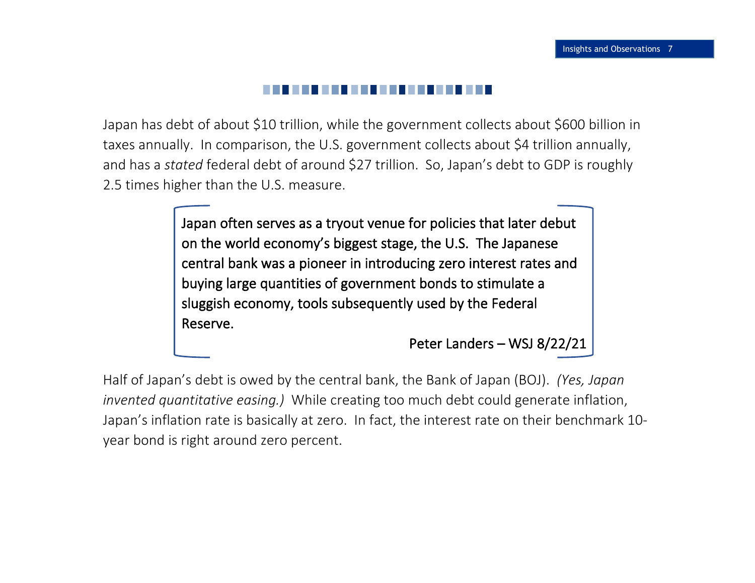Japan has debt of about $10 trillion, while the government collects about $600 billion in taxes annually. In comparison, the U.S. government collects about $4 trillion annually, and has a *stated* federal debt of around $27 trillion. So, Japan's debt to GDP is roughly 2.5 times higher than the U.S. measure.

> Japan often serves as a tryout venue for policies that later debut on the world economy's biggest stage, the U.S. The Japanese central bank was a pioneer in introducing zero interest rates and buying large quantities of government bonds to stimulate a sluggish economy, tools subsequently used by the Federal Reserve.
>
> Peter Landers – WSJ 8/22/21

Half of Japan's debt is owed by the central bank, the Bank of Japan (BOJ). *(Yes, Japan invented quantitative easing.)* While creating too much debt could generate inflation, Japan's inflation rate is basically at zero. In fact, the interest rate on their benchmark 10-year bond is right around zero percent.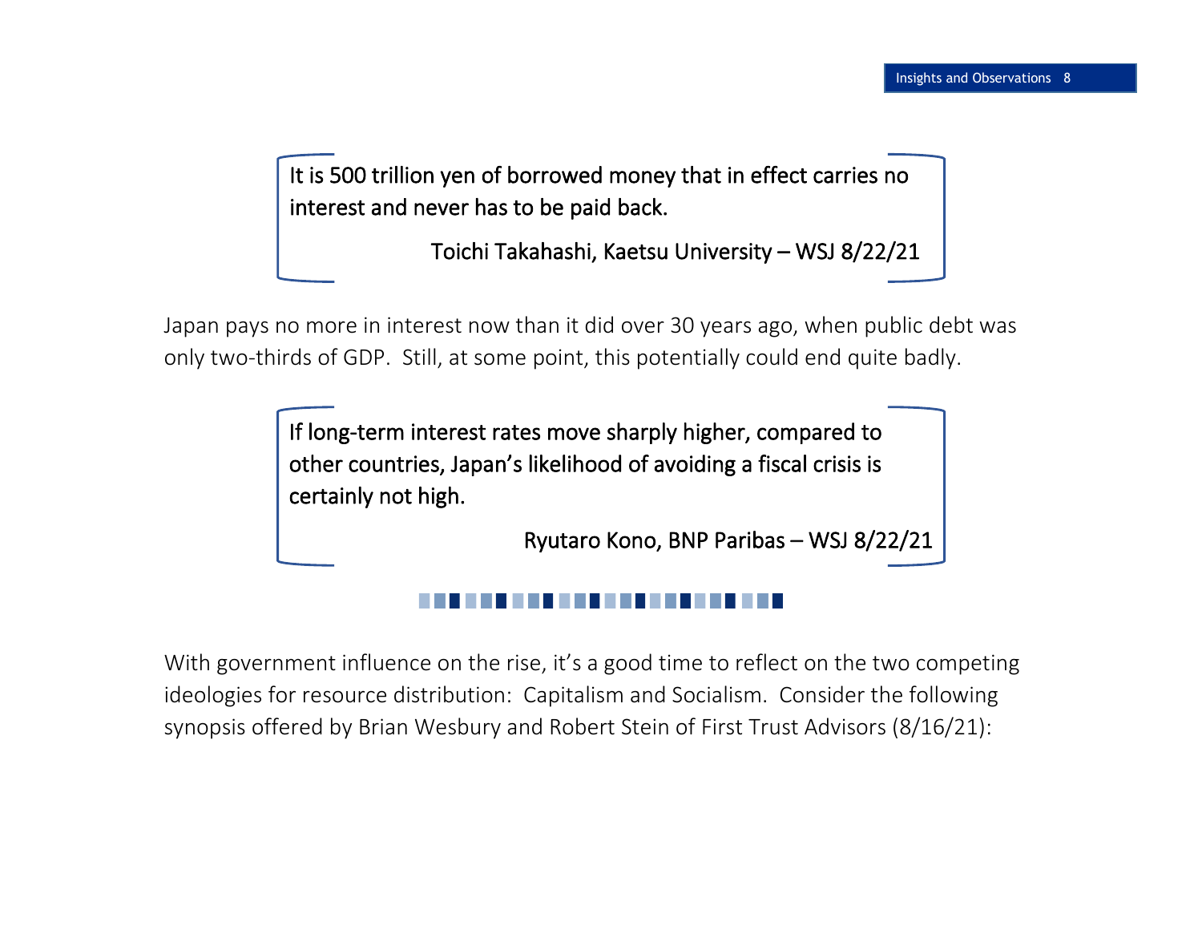> It is 500 trillion yen of borrowed money that in effect carries no interest and never has to be paid back.
>
> Toichi Takahashi, Kaetsu University – WSJ 8/22/21

Japan pays no more in interest now than it did over 30 years ago, when public debt was only two-thirds of GDP. Still, at some point, this potentially could end quite badly.

> If long-term interest rates move sharply higher, compared to other countries, Japan's likelihood of avoiding a fiscal crisis is certainly not high.
>
> Ryutaro Kono, BNP Paribas – WSJ 8/22/21

---

With government influence on the rise, it's a good time to reflect on the two competing ideologies for resource distribution: Capitalism and Socialism. Consider the following synopsis offered by Brian Wesbury and Robert Stein of First Trust Advisors (8/16/21):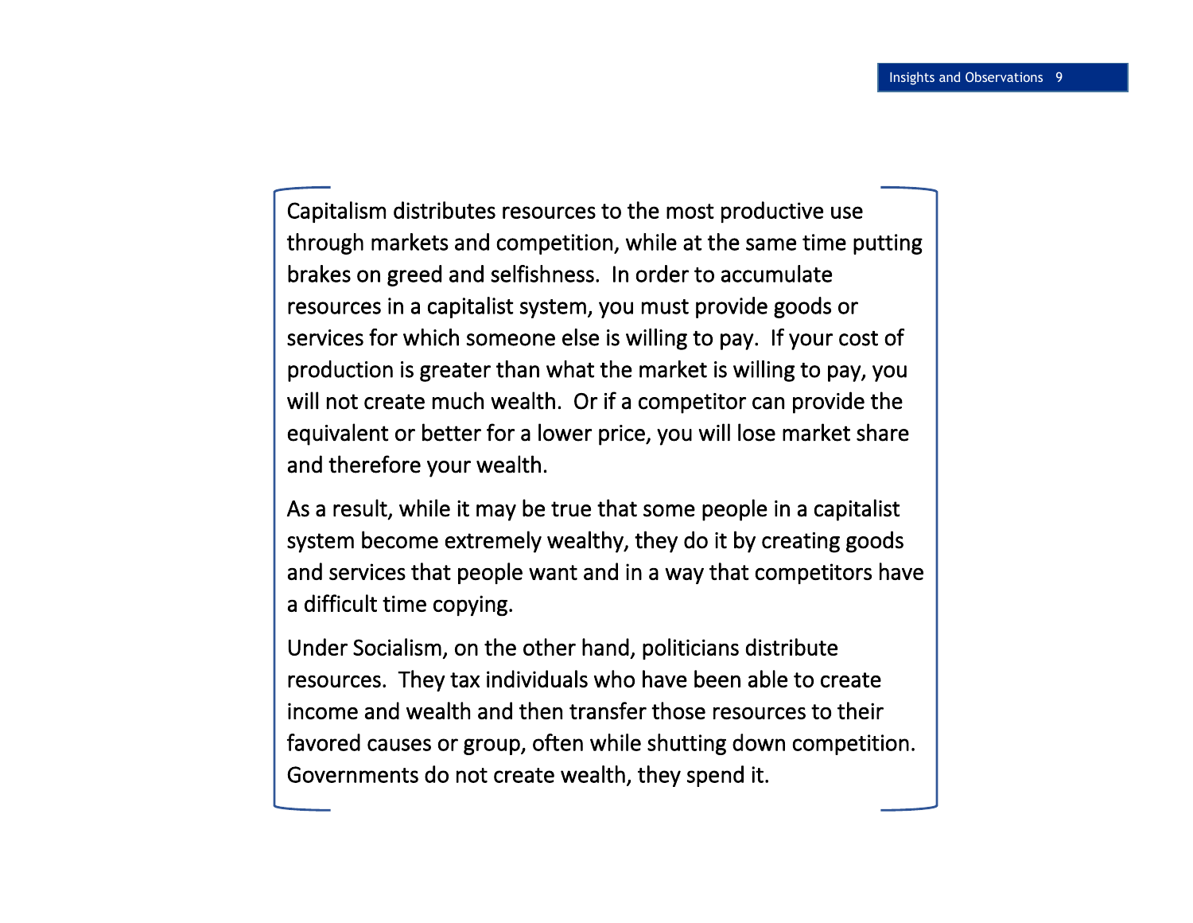Capitalism distributes resources to the most productive use through markets and competition, while at the same time putting brakes on greed and selfishness. In order to accumulate resources in a capitalist system, you must provide goods or services for which someone else is willing to pay. If your cost of production is greater than what the market is willing to pay, you will not create much wealth. Or if a competitor can provide the equivalent or better for a lower price, you will lose market share and therefore your wealth.

As a result, while it may be true that some people in a capitalist system become extremely wealthy, they do it by creating goods and services that people want and in a way that competitors have a difficult time copying.

Under Socialism, on the other hand, politicians distribute resources. They tax individuals who have been able to create income and wealth and then transfer those resources to their favored causes or group, often while shutting down competition. Governments do not create wealth, they spend it.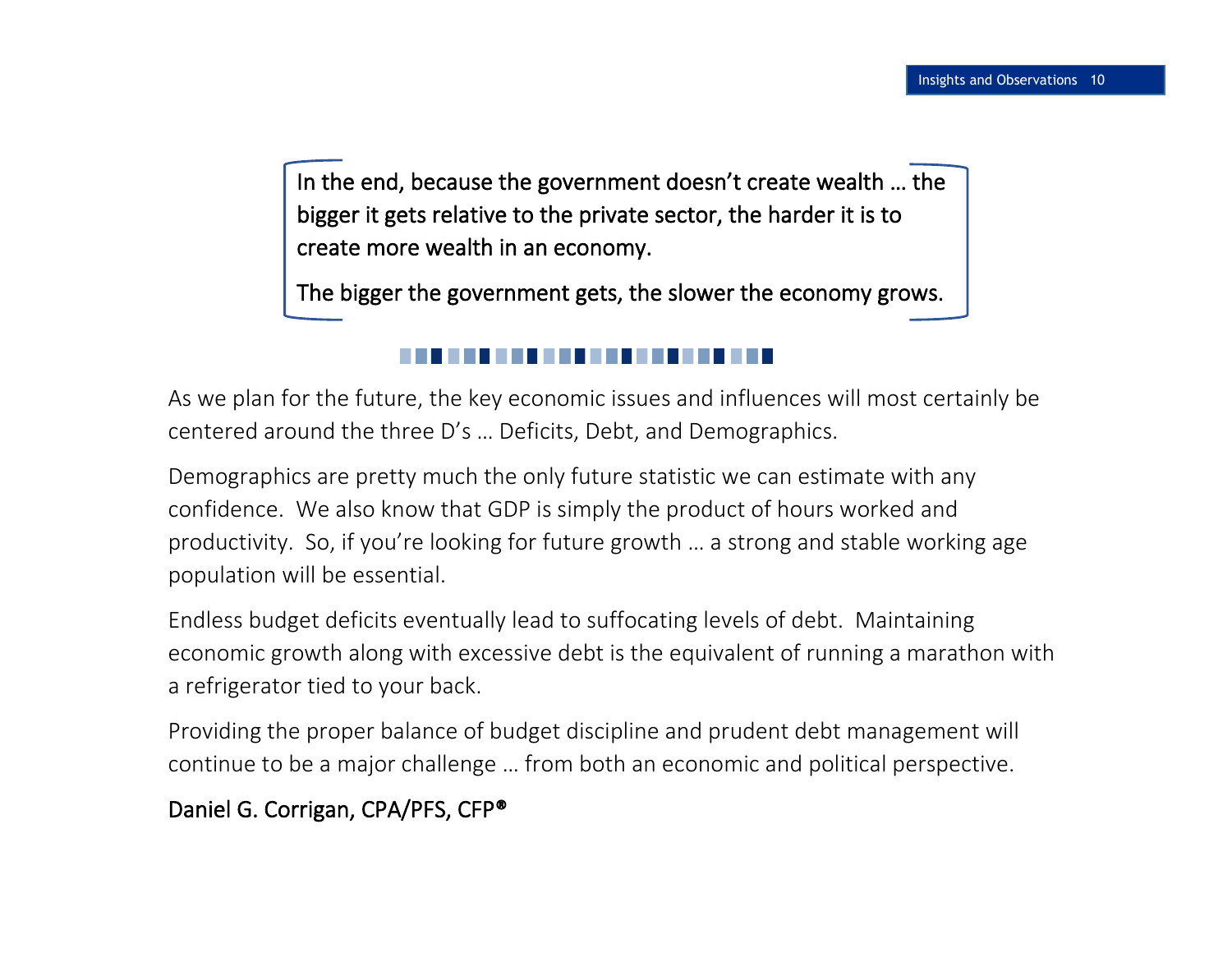> In the end, because the government doesn't create wealth … the bigger it gets relative to the private sector, the harder it is to create more wealth in an economy.
>
> The bigger the government gets, the slower the economy grows.

As we plan for the future, the key economic issues and influences will most certainly be centered around the three D's … Deficits, Debt, and Demographics.

Demographics are pretty much the only future statistic we can estimate with any confidence. We also know that GDP is simply the product of hours worked and productivity. So, if you're looking for future growth … a strong and stable working age population will be essential.

Endless budget deficits eventually lead to suffocating levels of debt. Maintaining economic growth along with excessive debt is the equivalent of running a marathon with a refrigerator tied to your back.

Providing the proper balance of budget discipline and prudent debt management will continue to be a major challenge … from both an economic and political perspective.

Daniel G. Corrigan, CPA/PFS, CFP®